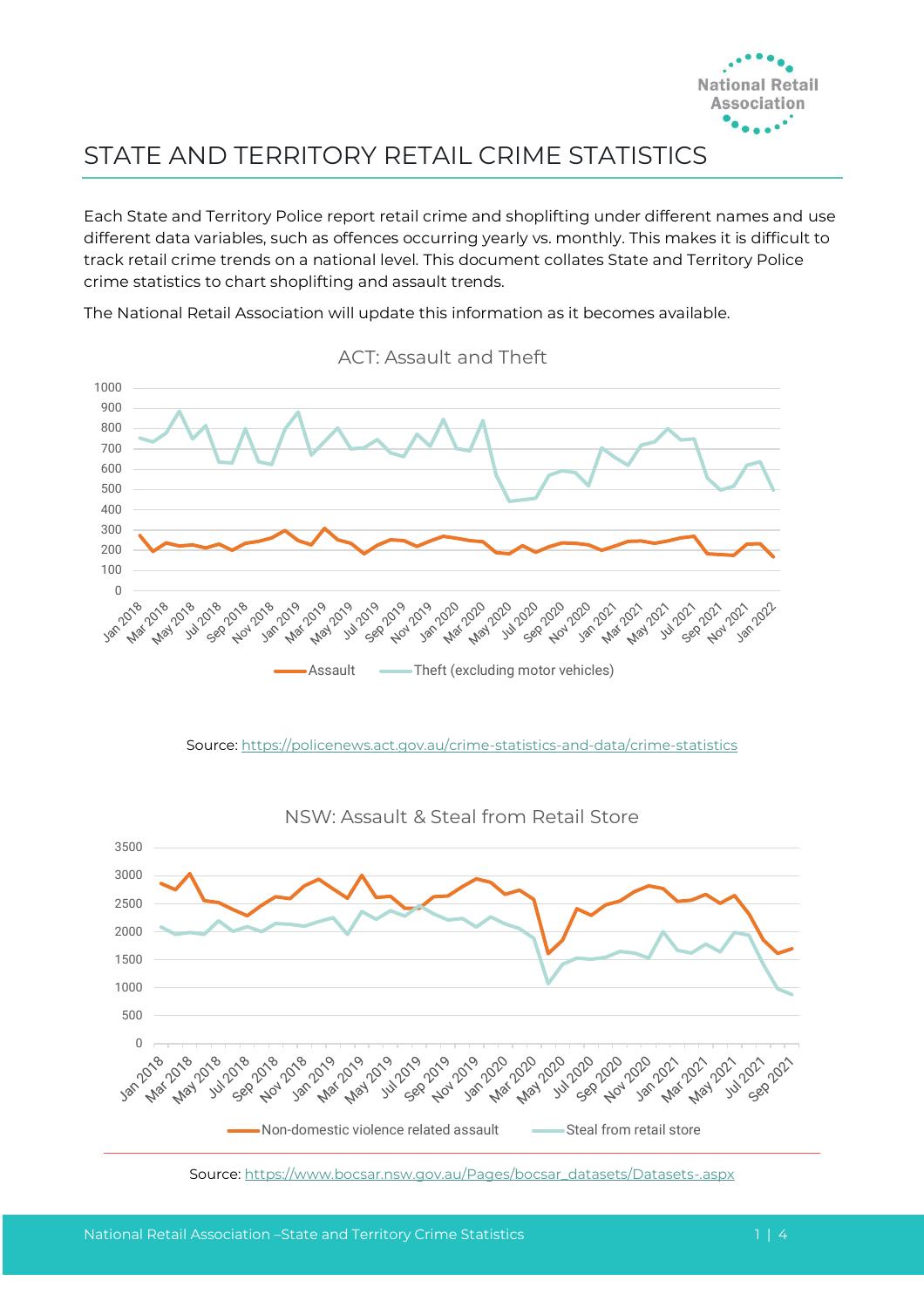# STATE AND TERRITORY RETAIL CRIME STATISTICS

Each State and Territory Police report retail crime and shoplifting under different names and use different data variables, such as offences occurring yearly vs. monthly. This makes it is difficult to track retail crime trends on a national level. This document collates State and Territory Police crime statistics to chart shoplifting and assault trends.

The National Retail Association will update this information as it becomes available.

ACT: Assault and Theft

Assault — Theft (excluding motor vehicles)

Source: https://policenews.act.gov.au/crime-statistics-and-data/crime-statistics

NSW: Assault & Steal from Retail Store

Non-domestic violence related assault — Steal from retail store

Source: https://www.bocsar.nsw.gov.au/Pages/bocsar_datasets/Datasets-.aspx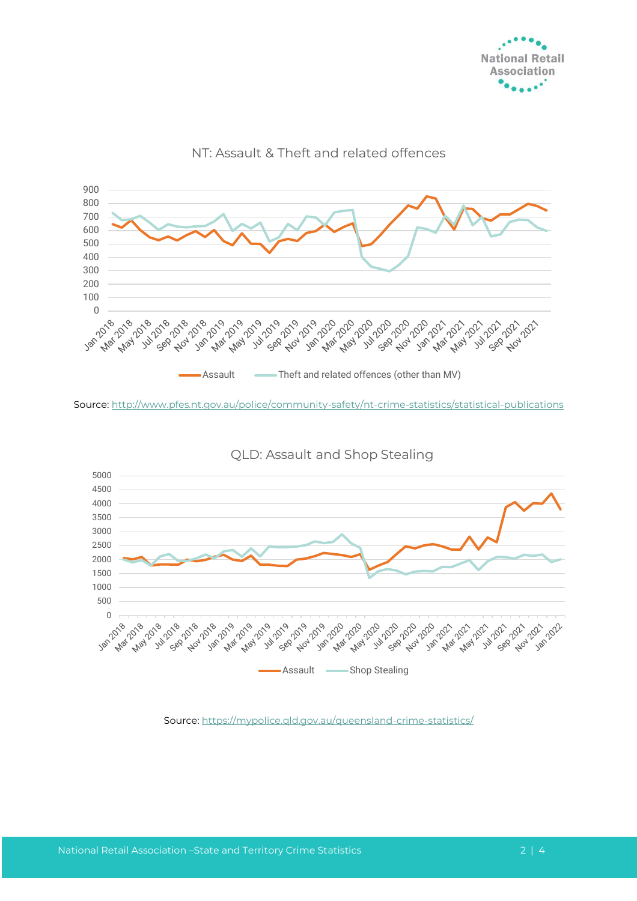NT: Assault & Theft and related offences

Source: http://www.pfes.nt.gov.au/police/community-safety/nt-crime-statistics/statistical-publications

QLD: Assault and Shop Stealing

Source: https://mypolice.qld.gov.au/queensland-crime-statistics/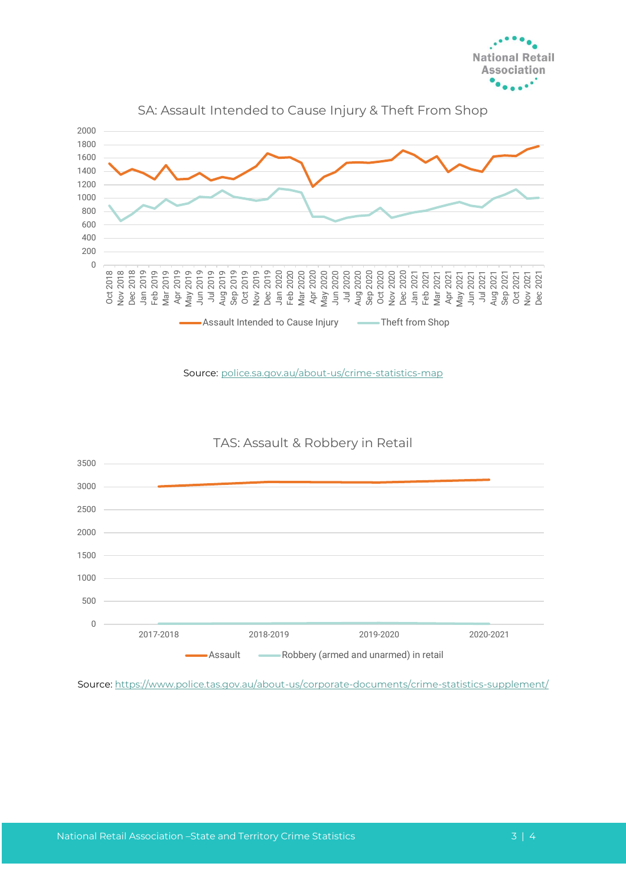SA: Assault Intended to Cause Injury & Theft From Shop

Source: police.sa.gov.au/about-us/crime-statistics-map

TAS: Assault & Robbery in Retail

Source: https://www.police.tas.gov.au/about-us/corporate-documents/crime-statistics-supplement/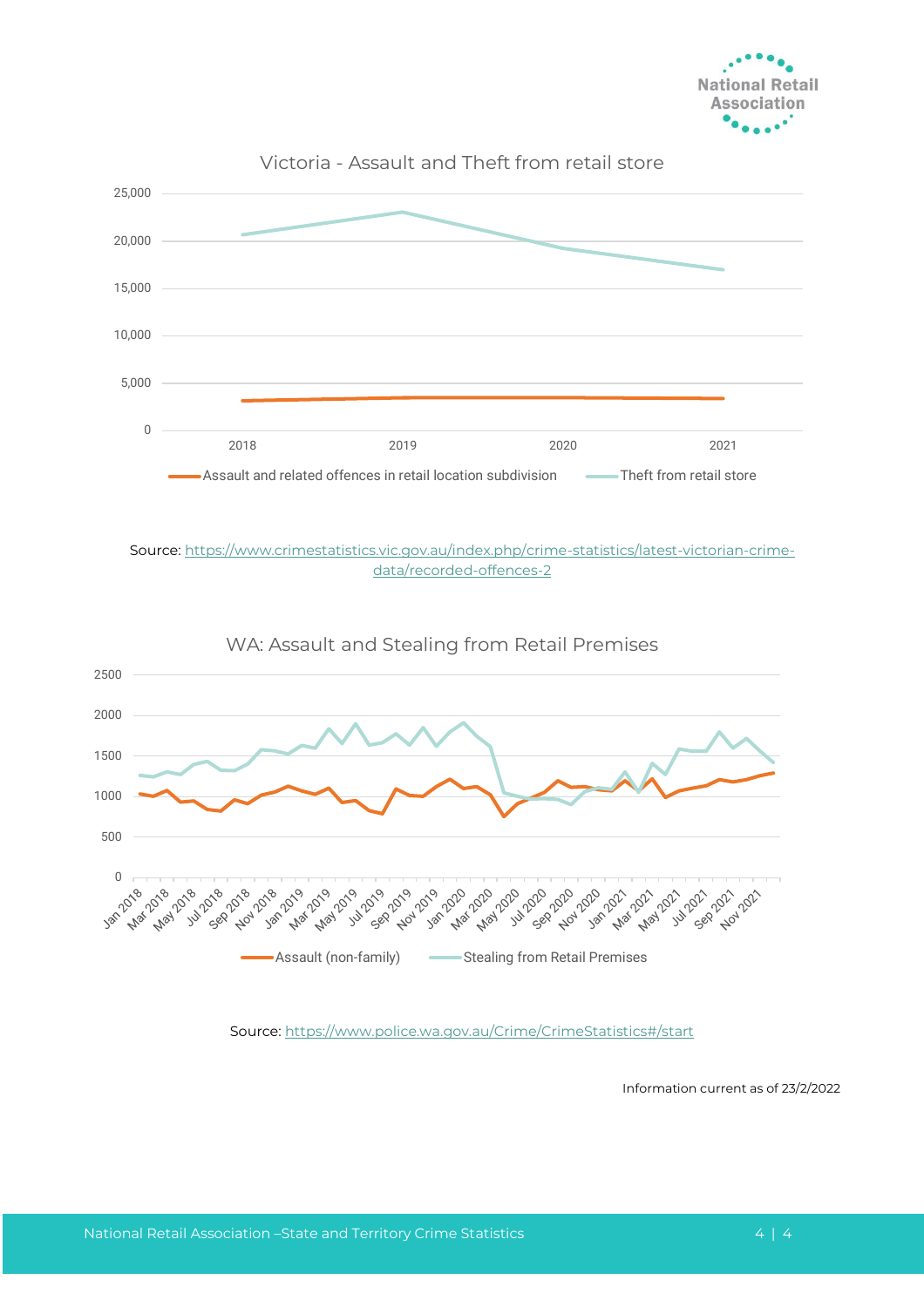Victoria - Assault and Theft from retail store

25,000
20,000
15,000
10,000
5,000
0

2018
2019
2020
2021

Assault and related offences in retail location subdivision
Theft from retail store

Source: https://www.crimestatistics.vic.gov.au/index.php/crime-statistics/latest-victorian-crime-data/recorded-offences-2

WA: Assault and Stealing from Retail Premises

2500
2000
1500
1000
500
0

Jan 2018
Mar 2018
May 2018
Jul 2018
Sep 2018
Nov 2018
Jan 2019
Mar 2019
May 2019
Jul 2019
Sep 2019
Nov 2019
Jan 2020
Mar 2020
May 2020
Jul 2020
Sep 2020
Nov 2020
Jan 2021
Mar 2021
May 2021
Jul 2021
Sep 2021
Nov 2021

Assault (non-family)
Stealing from Retail Premises

Source: https://www.police.wa.gov.au/Crime/CrimeStatistics#/start

Information current as of 23/2/2022